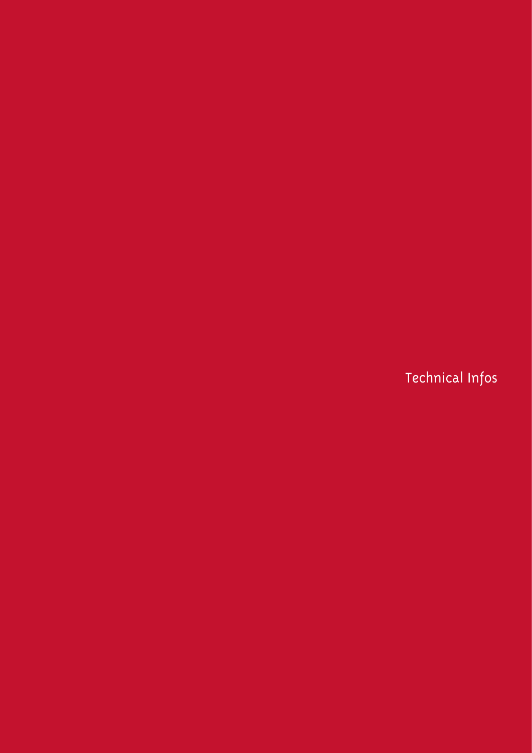# Technical Infos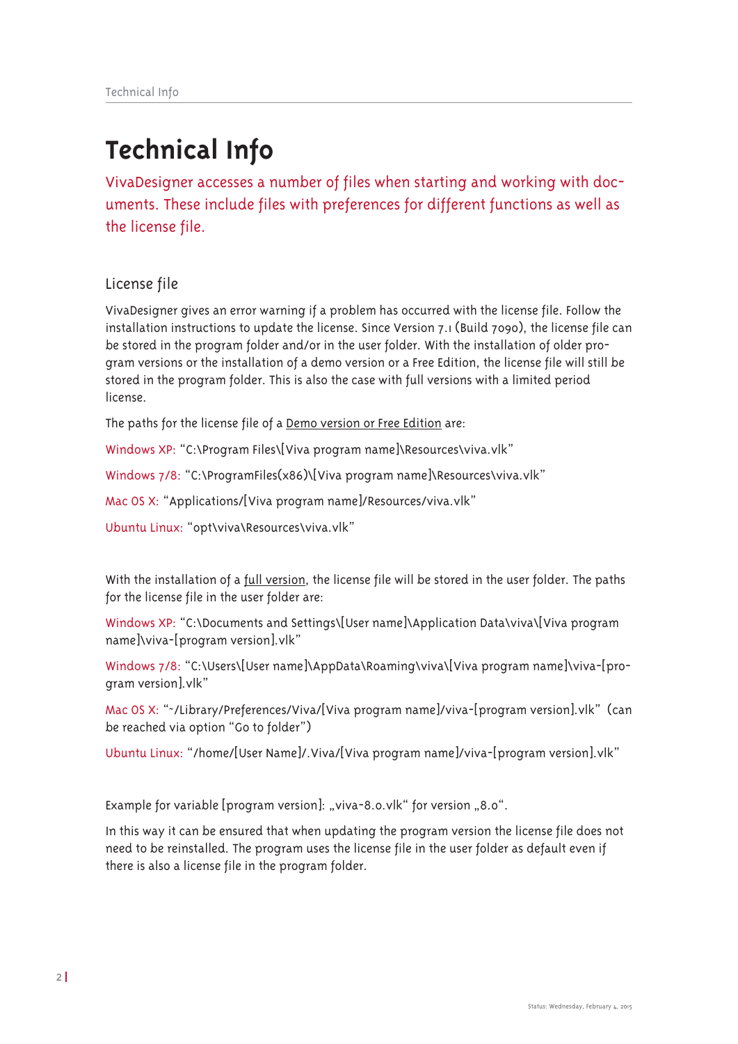# Technical Info

VivaDesigner accesses a number of files when starting and working with documents. These include files with preferences for different functions as well as the license file.

## License file

VivaDesigner gives an error warning if a problem has occurred with the license file. Follow the installation instructions to update the license. Since Version 7.1 (Build 7090), the license file can be stored in the program folder and/or in the user folder. With the installation of older program versions or the installation of a demo version or a Free Edition, the license file will still be stored in the program folder. This is also the case with full versions with a limited period license.

The paths for the license file of a Demo version or Free Edition are:

Windows XP: "C:\Program Files\[Viva program name]\Resources\viva.vlk"

Windows 7/8: "C:\ProgramFiles(x86)\[Viva program name]\Resources\viva.vlk"

Mac OS X: "Applications/[Viva program name]/Resources/viva.vlk"

Ubuntu Linux: "opt\viva\Resources\viva.vlk"

With the installation of a full version, the license file will be stored in the user folder. The paths for the license file in the user folder are:

Windows XP: "C:\Documents and Settings\[User name]\Application Data\viva\[Viva program name]\viva-[program version].vlk"

Windows 7/8: "C:\Users\[User name]\AppData\Roaming\viva\[Viva program name]\viva-[program version].vlk"

Mac OS X: "~/Library/Preferences/Viva/[Viva program name]/viva-[program version].vlk" (can be reached via option "Go to folder")

Ubuntu Linux: "/home/[User Name]/.Viva/[Viva program name]/viva-[program version].vlk"

Example for variable [program version]: „viva-8.0.vlk" for version „8.0".

In this way it can be ensured that when updating the program version the license file does not need to be reinstalled. The program uses the license file in the user folder as default even if there is also a license file in the program folder.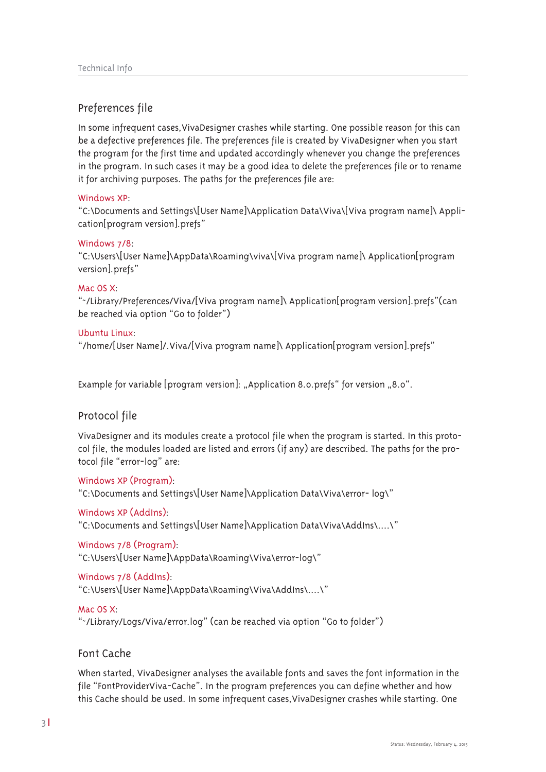## Preferences file

In some infrequent cases, VivaDesigner crashes while starting. One possible reason for this can be a defective preferences file. The preferences file is created by VivaDesigner when you start the program for the first time and updated accordingly whenever you change the preferences in the program. In such cases it may be a good idea to delete the preferences file or to rename it for archiving purposes. The paths for the preferences file are:

Windows XP:
"C:\Documents and Settings\[User Name]\Application Data\Viva\[Viva program name]\ Application[program version].prefs"

Windows 7/8:
"C:\Users\[User Name]\AppData\Roaming\viva\[Viva program name]\ Application[program version].prefs"

Mac OS X:
"~/Library/Preferences/Viva/[Viva program name]\ Application[program version].prefs"(can be reached via option "Go to folder")

Ubuntu Linux:
"/home/[User Name]/.Viva/[Viva program name]\ Application[program version].prefs"

Example for variable [program version]: „Application 8.0.prefs“ for version „8.0“.

## Protocol file

VivaDesigner and its modules create a protocol file when the program is started. In this protocol file, the modules loaded are listed and errors (if any) are described. The paths for the protocol file "error-log" are:

Windows XP (Program):
"C:\Documents and Settings\[User Name]\Application Data\Viva\error- log\"

Windows XP (AddIns):
"C:\Documents and Settings\[User Name]\Application Data\Viva\AddIns\....\"

Windows 7/8 (Program):
"C:\Users\[User Name]\AppData\Roaming\Viva\error-log\"

Windows 7/8 (AddIns):
"C:\Users\[User Name]\AppData\Roaming\Viva\AddIns\....\"

Mac OS X:
"~/Library/Logs/Viva/error.log" (can be reached via option "Go to folder")

## Font Cache

When started, VivaDesigner analyses the available fonts and saves the font information in the file "FontProviderViva-Cache". In the program preferences you can define whether and how this Cache should be used. In some infrequent cases, VivaDesigner crashes while starting. One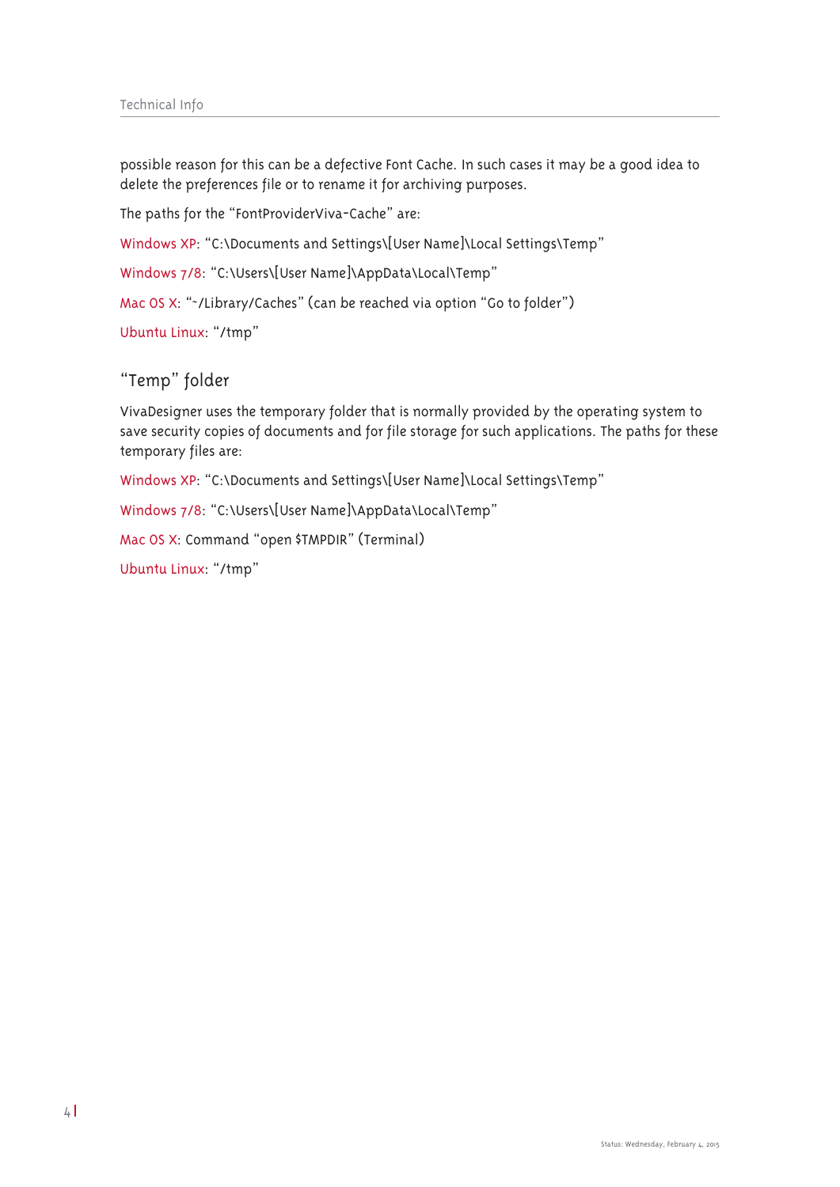possible reason for this can be a defective Font Cache. In such cases it may be a good idea to delete the preferences file or to rename it for archiving purposes.

The paths for the "FontProviderViva-Cache" are:

Windows XP: "C:\Documents and Settings\[User Name]\Local Settings\Temp"

Windows 7/8: "C:\Users\[User Name]\AppData\Local\Temp"

Mac OS X: "~/Library/Caches" (can be reached via option "Go to folder")

Ubuntu Linux: "/tmp"

## "Temp" folder

VivaDesigner uses the temporary folder that is normally provided by the operating system to save security copies of documents and for file storage for such applications. The paths for these temporary files are:

Windows XP: "C:\Documents and Settings\[User Name]\Local Settings\Temp"

Windows 7/8: "C:\Users\[User Name]\AppData\Local\Temp"

Mac OS X: Command "open $TMPDIR" (Terminal)

Ubuntu Linux: "/tmp"